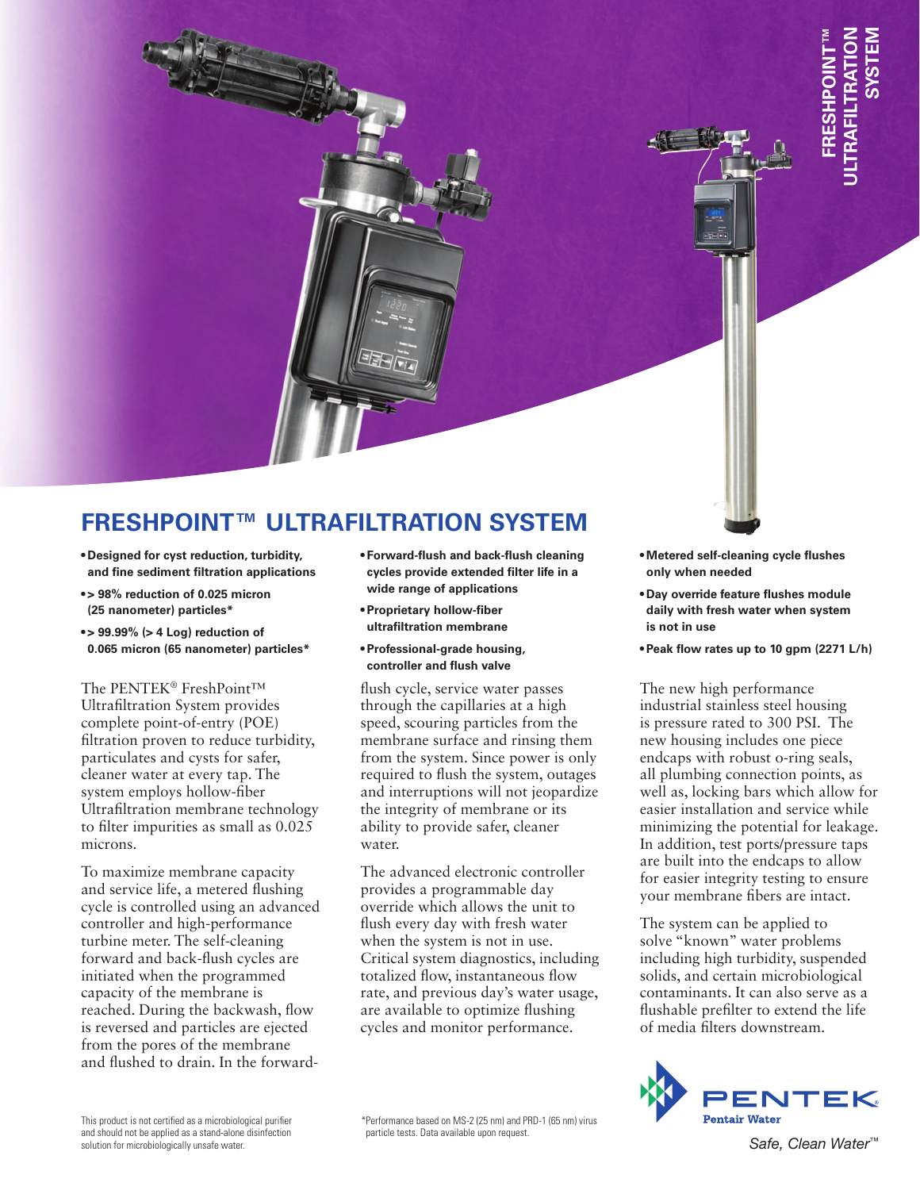# FRESHPOINT™ ULTRAFILTRATION SYSTEM

## FRESHPOINT™ ULTRAFILTRATION SYSTEM

- **Designed for cyst reduction, turbidity, and fine sediment filtration applications**
- **> 98% reduction of 0.025 micron (25 nanometer) particles***
- **> 99.99% (> 4 Log) reduction of 0.065 micron (65 nanometer) particles***
- **Forward-flush and back-flush cleaning cycles provide extended filter life in a wide range of applications**
- **Proprietary hollow-fiber ultrafiltration membrane**
- **Professional-grade housing, controller and flush valve**
- **Metered self-cleaning cycle flushes only when needed**
- **Day override feature flushes module daily with fresh water when system is not in use**
- **Peak flow rates up to 10 gpm (2271 L/h)**

The PENTEK® FreshPoint™ Ultrafiltration System provides complete point-of-entry (POE) filtration proven to reduce turbidity, particulates and cysts for safer, cleaner water at every tap. The system employs hollow-fiber Ultrafiltration membrane technology to filter impurities as small as 0.025 microns.

To maximize membrane capacity and service life, a metered flushing cycle is controlled using an advanced controller and high-performance turbine meter. The self-cleaning forward and back-flush cycles are initiated when the programmed capacity of the membrane is reached. During the backwash, flow is reversed and particles are ejected from the pores of the membrane and flushed to drain. In the forward-flush cycle, service water passes through the capillaries at a high speed, scouring particles from the membrane surface and rinsing them from the system. Since power is only required to flush the system, outages and interruptions will not jeopardize the integrity of membrane or its ability to provide safer, cleaner water.

The advanced electronic controller provides a programmable day override which allows the unit to flush every day with fresh water when the system is not in use. Critical system diagnostics, including totalized flow, instantaneous flow rate, and previous day's water usage, are available to optimize flushing cycles and monitor performance.

The new high performance industrial stainless steel housing is pressure rated to 300 PSI. The new housing includes one piece endcaps with robust o-ring seals, all plumbing connection points, as well as, locking bars which allow for easier installation and service while minimizing the potential for leakage. In addition, test ports/pressure taps are built into the endcaps to allow for easier integrity testing to ensure your membrane fibers are intact.

The system can be applied to solve "known" water problems including high turbidity, suspended solids, and certain microbiological contaminants. It can also serve as a flushable prefilter to extend the life of media filters downstream.

This product is not certified as a microbiological purifier and should not be applied as a stand-alone disinfection solution for microbiologically unsafe water.

*Performance based on MS-2 (25 nm) and PRD-1 (65 nm) virus particle tests. Data available upon request.

PENTEK Pentair Water

*Safe, Clean Water™*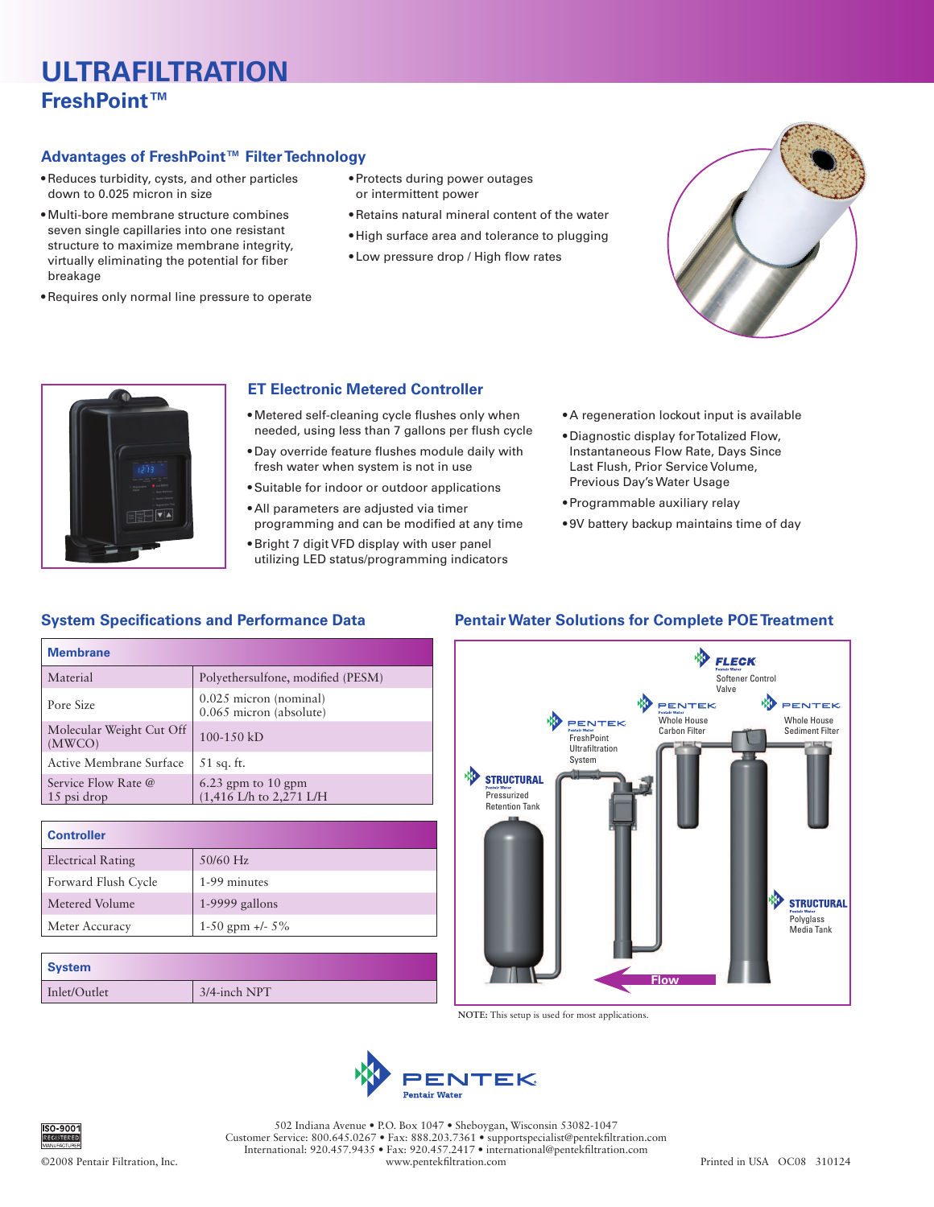# ULTRAFILTRATION

## FreshPoint™

### Advantages of FreshPoint™ Filter Technology

- Reduces turbidity, cysts, and other particles down to 0.025 micron in size
- Multi-bore membrane structure combines seven single capillaries into one resistant structure to maximize membrane integrity, virtually eliminating the potential for fiber breakage
- Requires only normal line pressure to operate
- Protects during power outages or intermittent power
- Retains natural mineral content of the water
- High surface area and tolerance to plugging
- Low pressure drop / High flow rates

### ET Electronic Metered Controller

- Metered self-cleaning cycle flushes only when needed, using less than 7 gallons per flush cycle
- Day override feature flushes module daily with fresh water when system is not in use
- Suitable for indoor or outdoor applications
- All parameters are adjusted via timer programming and can be modified at any time
- Bright 7 digit VFD display with user panel utilizing LED status/programming indicators
- A regeneration lockout input is available
- Diagnostic display for Totalized Flow, Instantaneous Flow Rate, Days Since Last Flush, Prior Service Volume, Previous Day's Water Usage
- Programmable auxiliary relay
- 9V battery backup maintains time of day

### System Specifications and Performance Data

| Membrane | |
|---|---|
| Material | Polyethersulfone, modified (PESM) |
| Pore Size | 0.025 micron (nominal)<br>0.065 micron (absolute) |
| Molecular Weight Cut Off (MWCO) | 100-150 kD |
| Active Membrane Surface | 51 sq. ft. |
| Service Flow Rate @ 15 psi drop | 6.23 gpm to 10 gpm<br>(1,416 L/h to 2,271 L/H |

| Controller | |
|---|---|
| Electrical Rating | 50/60 Hz |
| Forward Flush Cycle | 1-99 minutes |
| Metered Volume | 1-9999 gallons |
| Meter Accuracy | 1-50 gpm +/- 5% |

| System | |
|---|---|
| Inlet/Outlet | 3/4-inch NPT |

### Pentair Water Solutions for Complete POE Treatment

FLECK Softener Control Valve

PENTEK Whole House Carbon Filter

PENTEK Whole House Sediment Filter

PENTEK FreshPoint Ultrafiltration System

STRUCTURAL Pressurized Retention Tank

STRUCTURAL Polyglass Media Tank

Flow

NOTE: This setup is used for most applications.

PENTEK Pentair Water

502 Indiana Avenue • P.O. Box 1047 • Sheboygan, Wisconsin 53082-1047
Customer Service: 800.645.0267 • Fax: 888.203.7361 • supportspecialist@pentekfiltration.com
International: 920.457.9435 • Fax: 920.457.2417 • international@pentekfiltration.com
www.pentekfiltration.com

ISO-9001 REGISTERED MANUFACTURER

©2008 Pentair Filtration, Inc.

Printed in USA OC08 310124